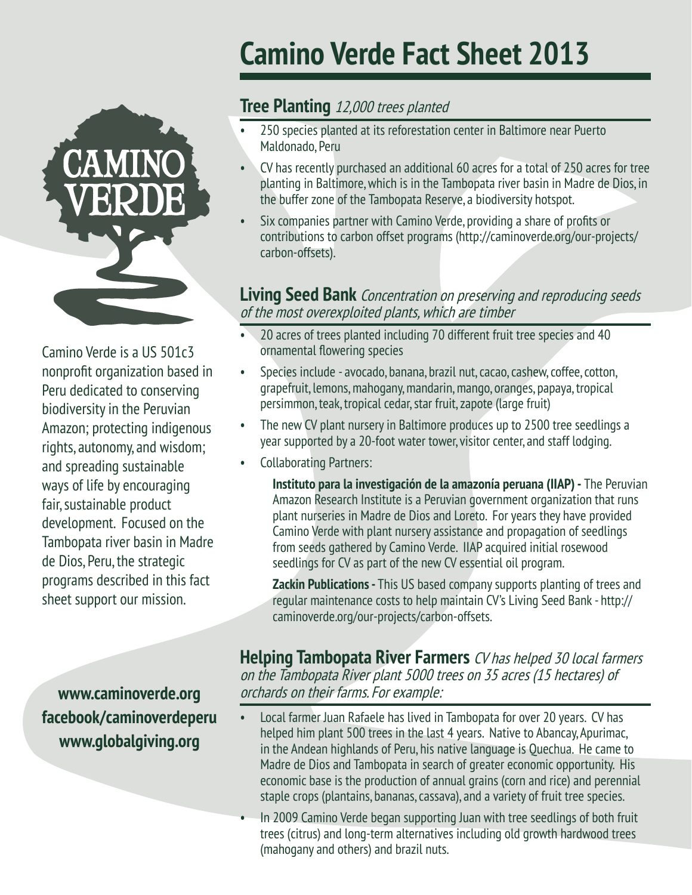# Camino Verde Fact Sheet 2013

Camino Verde is a US 501c3 nonprofit organization based in Peru dedicated to conserving biodiversity in the Peruvian Amazon; protecting indigenous rights, autonomy, and wisdom; and spreading sustainable ways of life by encouraging fair, sustainable product development. Focused on the Tambopata river basin in Madre de Dios, Peru, the strategic programs described in this fact sheet support our mission.

**www.caminoverde.org**
**facebook/caminoverdeperu**
**www.globalgiving.org**

## Tree Planting *12,000 trees planted*

- 250 species planted at its reforestation center in Baltimore near Puerto Maldonado, Peru
- CV has recently purchased an additional 60 acres for a total of 250 acres for tree planting in Baltimore, which is in the Tambopata river basin in Madre de Dios, in the buffer zone of the Tambopata Reserve, a biodiversity hotspot.
- Six companies partner with Camino Verde, providing a share of profits or contributions to carbon offset programs (http://caminoverde.org/our-projects/carbon-offsets).

## Living Seed Bank *Concentration on preserving and reproducing seeds of the most overexploited plants, which are timber*

- 20 acres of trees planted including 70 different fruit tree species and 40 ornamental flowering species
- Species include - avocado, banana, brazil nut, cacao, cashew, coffee, cotton, grapefruit, lemons, mahogany, mandarin, mango, oranges, papaya, tropical persimmon, teak, tropical cedar, star fruit, zapote (large fruit)
- The new CV plant nursery in Baltimore produces up to 2500 tree seedlings a year supported by a 20-foot water tower, visitor center, and staff lodging.
- Collaborating Partners:

  **Instituto para la investigación de la amazonía peruana (IIAP) -** The Peruvian Amazon Research Institute is a Peruvian government organization that runs plant nurseries in Madre de Dios and Loreto. For years they have provided Camino Verde with plant nursery assistance and propagation of seedlings from seeds gathered by Camino Verde. IIAP acquired initial rosewood seedlings for CV as part of the new CV essential oil program.

  **Zackin Publications -** This US based company supports planting of trees and regular maintenance costs to help maintain CV's Living Seed Bank - http://caminoverde.org/our-projects/carbon-offsets.

## Helping Tambopata River Farmers *CV has helped 30 local farmers on the Tambopata River plant 5000 trees on 35 acres (15 hectares) of orchards on their farms. For example:*

- Local farmer Juan Rafaele has lived in Tambopata for over 20 years. CV has helped him plant 500 trees in the last 4 years. Native to Abancay, Apurimac, in the Andean highlands of Peru, his native language is Quechua. He came to Madre de Dios and Tambopata in search of greater economic opportunity. His economic base is the production of annual grains (corn and rice) and perennial staple crops (plantains, bananas, cassava), and a variety of fruit tree species.
- In 2009 Camino Verde began supporting Juan with tree seedlings of both fruit trees (citrus) and long-term alternatives including old growth hardwood trees (mahogany and others) and brazil nuts.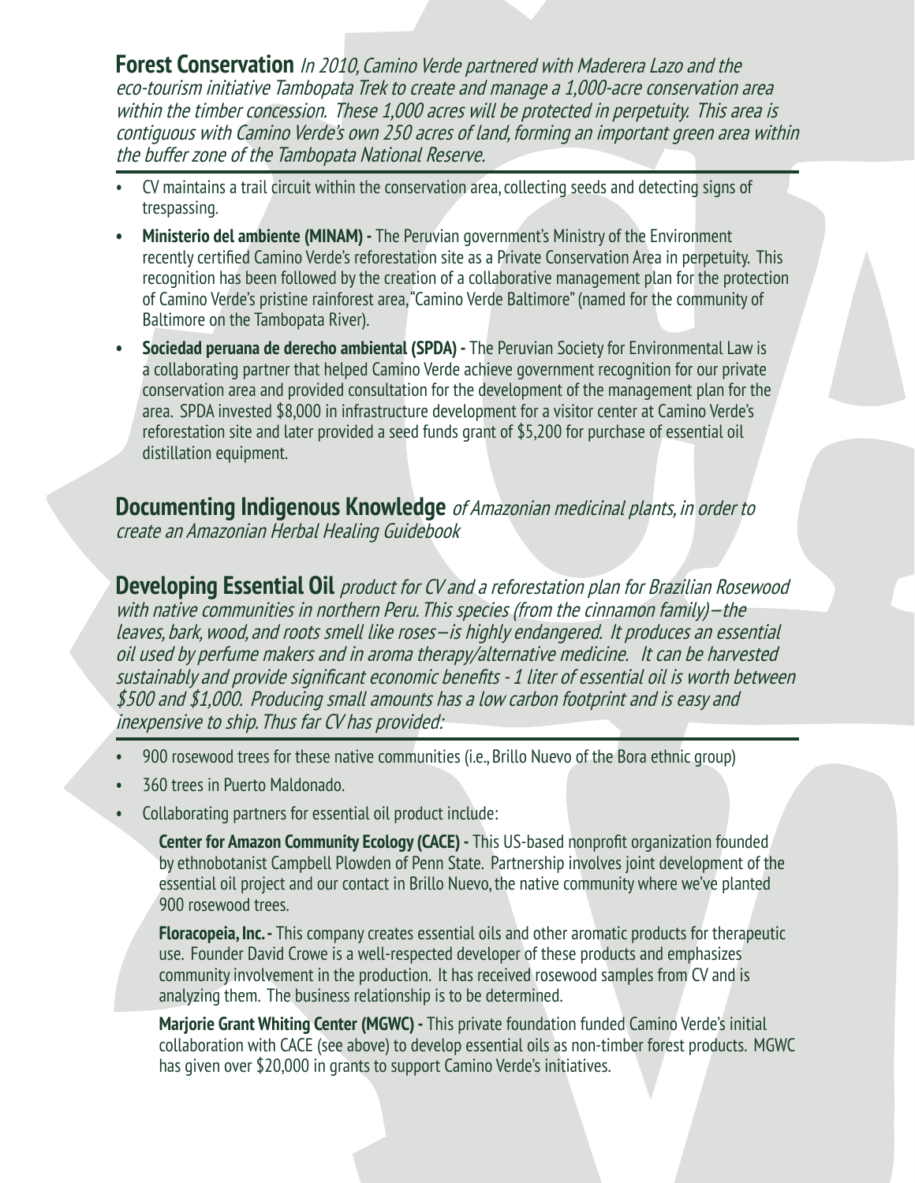**Forest Conservation** *In 2010, Camino Verde partnered with Maderera Lazo and the eco-tourism initiative Tambopata Trek to create and manage a 1,000-acre conservation area within the timber concession. These 1,000 acres will be protected in perpetuity. This area is contiguous with Camino Verde's own 250 acres of land, forming an important green area within the buffer zone of the Tambopata National Reserve.*

- CV maintains a trail circuit within the conservation area, collecting seeds and detecting signs of trespassing.
- **Ministerio del ambiente (MINAM) -** The Peruvian government's Ministry of the Environment recently certified Camino Verde's reforestation site as a Private Conservation Area in perpetuity. This recognition has been followed by the creation of a collaborative management plan for the protection of Camino Verde's pristine rainforest area, "Camino Verde Baltimore" (named for the community of Baltimore on the Tambopata River).
- **Sociedad peruana de derecho ambiental (SPDA) -** The Peruvian Society for Environmental Law is a collaborating partner that helped Camino Verde achieve government recognition for our private conservation area and provided consultation for the development of the management plan for the area. SPDA invested $8,000 in infrastructure development for a visitor center at Camino Verde's reforestation site and later provided a seed funds grant of $5,200 for purchase of essential oil distillation equipment.

**Documenting Indigenous Knowledge** *of Amazonian medicinal plants, in order to create an Amazonian Herbal Healing Guidebook*

**Developing Essential Oil** *product for CV and a reforestation plan for Brazilian Rosewood with native communities in northern Peru. This species (from the cinnamon family)—the leaves, bark, wood, and roots smell like roses—is highly endangered. It produces an essential oil used by perfume makers and in aroma therapy/alternative medicine. It can be harvested sustainably and provide significant economic benefits - 1 liter of essential oil is worth between $500 and $1,000. Producing small amounts has a low carbon footprint and is easy and inexpensive to ship. Thus far CV has provided:*

- 900 rosewood trees for these native communities (i.e., Brillo Nuevo of the Bora ethnic group)
- 360 trees in Puerto Maldonado.
- Collaborating partners for essential oil product include:

  **Center for Amazon Community Ecology (CACE) -** This US-based nonprofit organization founded by ethnobotanist Campbell Plowden of Penn State. Partnership involves joint development of the essential oil project and our contact in Brillo Nuevo, the native community where we've planted 900 rosewood trees.

  **Floracopeia, Inc. -** This company creates essential oils and other aromatic products for therapeutic use. Founder David Crowe is a well-respected developer of these products and emphasizes community involvement in the production. It has received rosewood samples from CV and is analyzing them. The business relationship is to be determined.

  **Marjorie Grant Whiting Center (MGWC) -** This private foundation funded Camino Verde's initial collaboration with CACE (see above) to develop essential oils as non-timber forest products. MGWC has given over $20,000 in grants to support Camino Verde's initiatives.